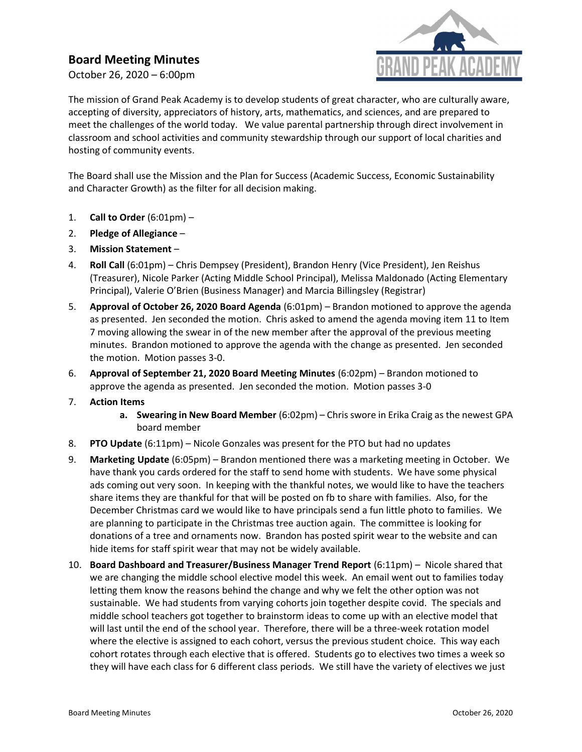# Board Meeting Minutes

October 26, 2020 – 6:00pm

GRAND PEAK ACADEMY

The mission of Grand Peak Academy is to develop students of great character, who are culturally aware, accepting of diversity, appreciators of history, arts, mathematics, and sciences, and are prepared to meet the challenges of the world today. We value parental partnership through direct involvement in classroom and school activities and community stewardship through our support of local charities and hosting of community events.

The Board shall use the Mission and the Plan for Success (Academic Success, Economic Sustainability and Character Growth) as the filter for all decision making.

1. **Call to Order** (6:01pm) –
2. **Pledge of Allegiance** –
3. **Mission Statement** –
4. **Roll Call** (6:01pm) – Chris Dempsey (President), Brandon Henry (Vice President), Jen Reishus (Treasurer), Nicole Parker (Acting Middle School Principal), Melissa Maldonado (Acting Elementary Principal), Valerie O'Brien (Business Manager) and Marcia Billingsley (Registrar)
5. **Approval of October 26, 2020 Board Agenda** (6:01pm) – Brandon motioned to approve the agenda as presented. Jen seconded the motion. Chris asked to amend the agenda moving item 11 to Item 7 moving allowing the swear in of the new member after the approval of the previous meeting minutes. Brandon motioned to approve the agenda with the change as presented. Jen seconded the motion. Motion passes 3-0.
6. **Approval of September 21, 2020 Board Meeting Minutes** (6:02pm) – Brandon motioned to approve the agenda as presented. Jen seconded the motion. Motion passes 3-0
7. **Action Items**
   a. **Swearing in New Board Member** (6:02pm) – Chris swore in Erika Craig as the newest GPA board member
8. **PTO Update** (6:11pm) – Nicole Gonzales was present for the PTO but had no updates
9. **Marketing Update** (6:05pm) – Brandon mentioned there was a marketing meeting in October. We have thank you cards ordered for the staff to send home with students. We have some physical ads coming out very soon. In keeping with the thankful notes, we would like to have the teachers share items they are thankful for that will be posted on fb to share with families. Also, for the December Christmas card we would like to have principals send a fun little photo to families. We are planning to participate in the Christmas tree auction again. The committee is looking for donations of a tree and ornaments now. Brandon has posted spirit wear to the website and can hide items for staff spirit wear that may not be widely available.
10. **Board Dashboard and Treasurer/Business Manager Trend Report** (6:11pm) – Nicole shared that we are changing the middle school elective model this week. An email went out to families today letting them know the reasons behind the change and why we felt the other option was not sustainable. We had students from varying cohorts join together despite covid. The specials and middle school teachers got together to brainstorm ideas to come up with an elective model that will last until the end of the school year. Therefore, there will be a three-week rotation model where the elective is assigned to each cohort, versus the previous student choice. This way each cohort rotates through each elective that is offered. Students go to electives two times a week so they will have each class for 6 different class periods. We still have the variety of electives we just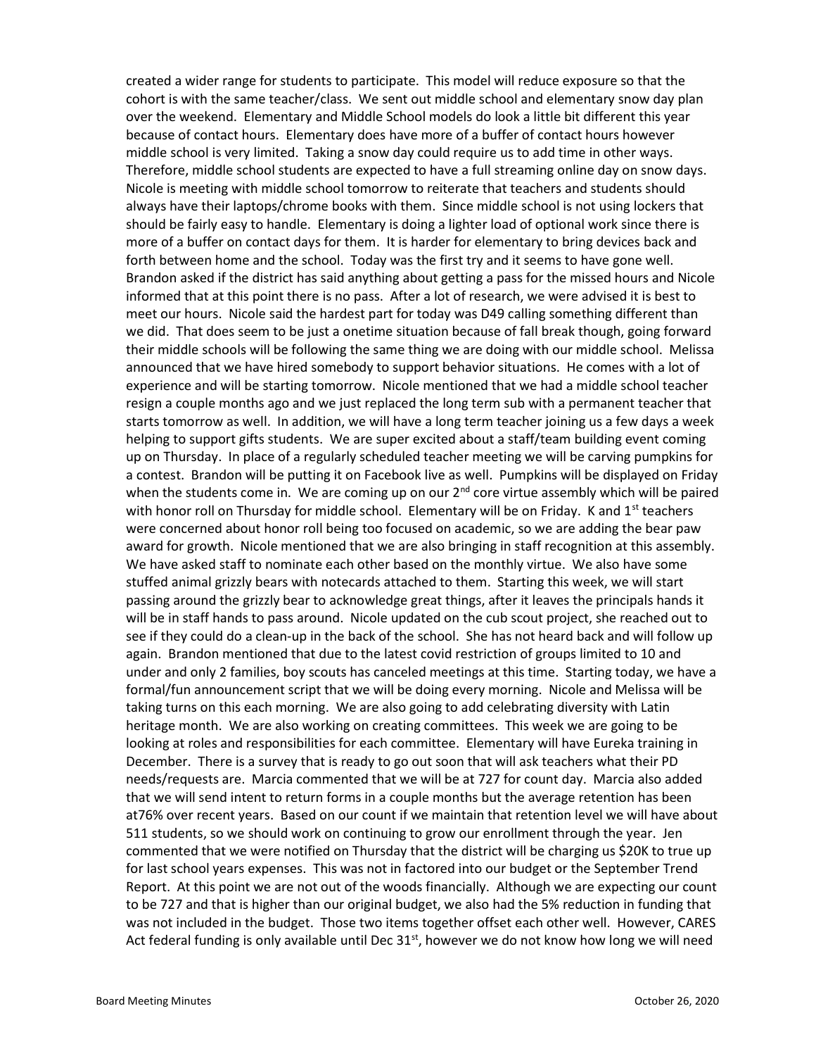created a wider range for students to participate. This model will reduce exposure so that the cohort is with the same teacher/class. We sent out middle school and elementary snow day plan over the weekend. Elementary and Middle School models do look a little bit different this year because of contact hours. Elementary does have more of a buffer of contact hours however middle school is very limited. Taking a snow day could require us to add time in other ways. Therefore, middle school students are expected to have a full streaming online day on snow days. Nicole is meeting with middle school tomorrow to reiterate that teachers and students should always have their laptops/chrome books with them. Since middle school is not using lockers that should be fairly easy to handle. Elementary is doing a lighter load of optional work since there is more of a buffer on contact days for them. It is harder for elementary to bring devices back and forth between home and the school. Today was the first try and it seems to have gone well. Brandon asked if the district has said anything about getting a pass for the missed hours and Nicole informed that at this point there is no pass. After a lot of research, we were advised it is best to meet our hours. Nicole said the hardest part for today was D49 calling something different than we did. That does seem to be just a onetime situation because of fall break though, going forward their middle schools will be following the same thing we are doing with our middle school. Melissa announced that we have hired somebody to support behavior situations. He comes with a lot of experience and will be starting tomorrow. Nicole mentioned that we had a middle school teacher resign a couple months ago and we just replaced the long term sub with a permanent teacher that starts tomorrow as well. In addition, we will have a long term teacher joining us a few days a week helping to support gifts students. We are super excited about a staff/team building event coming up on Thursday. In place of a regularly scheduled teacher meeting we will be carving pumpkins for a contest. Brandon will be putting it on Facebook live as well. Pumpkins will be displayed on Friday when the students come in. We are coming up on our 2nd core virtue assembly which will be paired with honor roll on Thursday for middle school. Elementary will be on Friday. K and 1st teachers were concerned about honor roll being too focused on academic, so we are adding the bear paw award for growth. Nicole mentioned that we are also bringing in staff recognition at this assembly. We have asked staff to nominate each other based on the monthly virtue. We also have some stuffed animal grizzly bears with notecards attached to them. Starting this week, we will start passing around the grizzly bear to acknowledge great things, after it leaves the principals hands it will be in staff hands to pass around. Nicole updated on the cub scout project, she reached out to see if they could do a clean-up in the back of the school. She has not heard back and will follow up again. Brandon mentioned that due to the latest covid restriction of groups limited to 10 and under and only 2 families, boy scouts has canceled meetings at this time. Starting today, we have a formal/fun announcement script that we will be doing every morning. Nicole and Melissa will be taking turns on this each morning. We are also going to add celebrating diversity with Latin heritage month. We are also working on creating committees. This week we are going to be looking at roles and responsibilities for each committee. Elementary will have Eureka training in December. There is a survey that is ready to go out soon that will ask teachers what their PD needs/requests are. Marcia commented that we will be at 727 for count day. Marcia also added that we will send intent to return forms in a couple months but the average retention has been at76% over recent years. Based on our count if we maintain that retention level we will have about 511 students, so we should work on continuing to grow our enrollment through the year. Jen commented that we were notified on Thursday that the district will be charging us $20K to true up for last school years expenses. This was not in factored into our budget or the September Trend Report. At this point we are not out of the woods financially. Although we are expecting our count to be 727 and that is higher than our original budget, we also had the 5% reduction in funding that was not included in the budget. Those two items together offset each other well. However, CARES Act federal funding is only available until Dec 31st, however we do not know how long we will need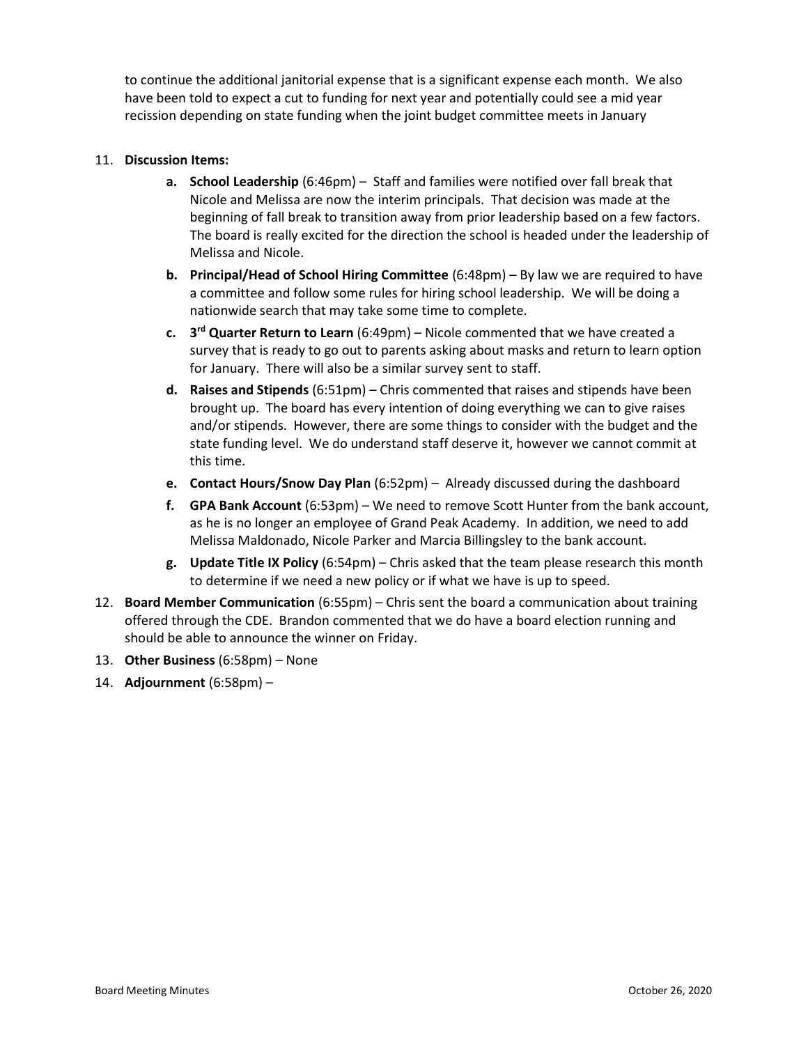to continue the additional janitorial expense that is a significant expense each month. We also have been told to expect a cut to funding for next year and potentially could see a mid year recission depending on state funding when the joint budget committee meets in January

11. **Discussion Items:**
    - **a. School Leadership** (6:46pm) – Staff and families were notified over fall break that Nicole and Melissa are now the interim principals. That decision was made at the beginning of fall break to transition away from prior leadership based on a few factors. The board is really excited for the direction the school is headed under the leadership of Melissa and Nicole.
    - **b. Principal/Head of School Hiring Committee** (6:48pm) – By law we are required to have a committee and follow some rules for hiring school leadership. We will be doing a nationwide search that may take some time to complete.
    - **c. 3rd Quarter Return to Learn** (6:49pm) – Nicole commented that we have created a survey that is ready to go out to parents asking about masks and return to learn option for January. There will also be a similar survey sent to staff.
    - **d. Raises and Stipends** (6:51pm) – Chris commented that raises and stipends have been brought up. The board has every intention of doing everything we can to give raises and/or stipends. However, there are some things to consider with the budget and the state funding level. We do understand staff deserve it, however we cannot commit at this time.
    - **e. Contact Hours/Snow Day Plan** (6:52pm) – Already discussed during the dashboard
    - **f. GPA Bank Account** (6:53pm) – We need to remove Scott Hunter from the bank account, as he is no longer an employee of Grand Peak Academy. In addition, we need to add Melissa Maldonado, Nicole Parker and Marcia Billingsley to the bank account.
    - **g. Update Title IX Policy** (6:54pm) – Chris asked that the team please research this month to determine if we need a new policy or if what we have is up to speed.
12. **Board Member Communication** (6:55pm) – Chris sent the board a communication about training offered through the CDE. Brandon commented that we do have a board election running and should be able to announce the winner on Friday.
13. **Other Business** (6:58pm) – None
14. **Adjournment** (6:58pm) –